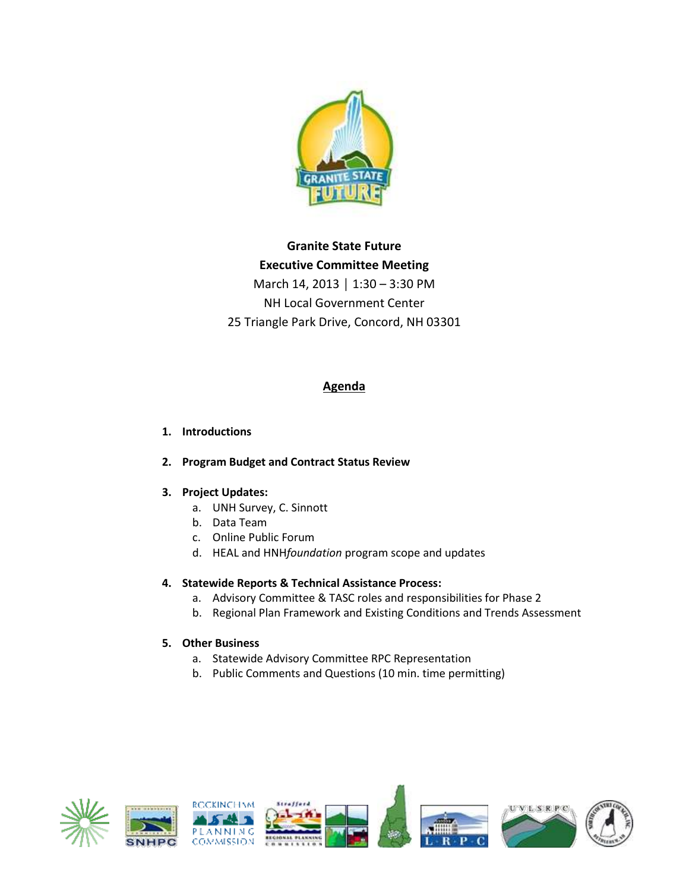# Granite State Future

## Executive Committee Meeting

March 14, 2013 | 1:30 – 3:30 PM
NH Local Government Center
25 Triangle Park Drive, Concord, NH 03301

## Agenda

1. **Introductions**

2. **Program Budget and Contract Status Review**

3. **Project Updates:**
   a. UNH Survey, C. Sinnott
   b. Data Team
   c. Online Public Forum
   d. HEAL and HNH*foundation* program scope and updates

4. **Statewide Reports & Technical Assistance Process:**
   a. Advisory Committee & TASC roles and responsibilities for Phase 2
   b. Regional Plan Framework and Existing Conditions and Trends Assessment

5. **Other Business**
   a. Statewide Advisory Committee RPC Representation
   b. Public Comments and Questions (10 min. time permitting)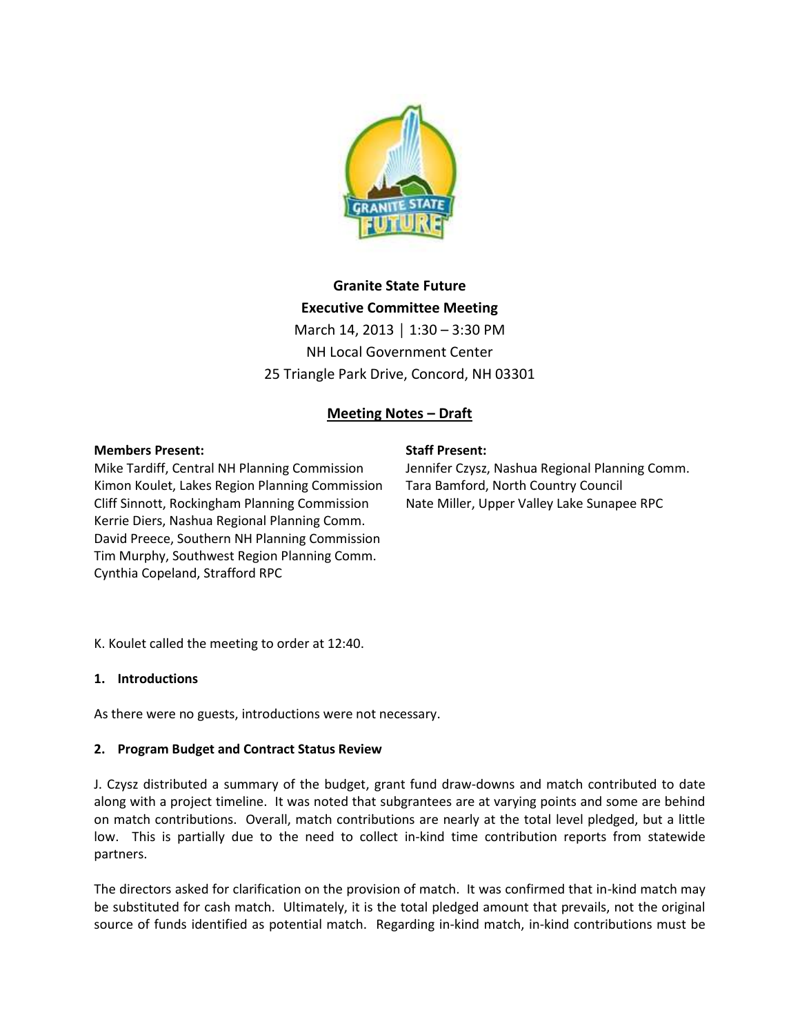# Granite State Future

**Granite State Future**
**Executive Committee Meeting**
March 14, 2013 | 1:30 – 3:30 PM
NH Local Government Center
25 Triangle Park Drive, Concord, NH 03301

**Meeting Notes – Draft**

**Members Present:**
Mike Tardiff, Central NH Planning Commission
Kimon Koulet, Lakes Region Planning Commission
Cliff Sinnott, Rockingham Planning Commission
Kerrie Diers, Nashua Regional Planning Comm.
David Preece, Southern NH Planning Commission
Tim Murphy, Southwest Region Planning Comm.
Cynthia Copeland, Strafford RPC

**Staff Present:**
Jennifer Czysz, Nashua Regional Planning Comm.
Tara Bamford, North Country Council
Nate Miller, Upper Valley Lake Sunapee RPC

K. Koulet called the meeting to order at 12:40.

**1. Introductions**

As there were no guests, introductions were not necessary.

**2. Program Budget and Contract Status Review**

J. Czysz distributed a summary of the budget, grant fund draw-downs and match contributed to date along with a project timeline. It was noted that subgrantees are at varying points and some are behind on match contributions. Overall, match contributions are nearly at the total level pledged, but a little low. This is partially due to the need to collect in-kind time contribution reports from statewide partners.

The directors asked for clarification on the provision of match. It was confirmed that in-kind match may be substituted for cash match. Ultimately, it is the total pledged amount that prevails, not the original source of funds identified as potential match. Regarding in-kind match, in-kind contributions must be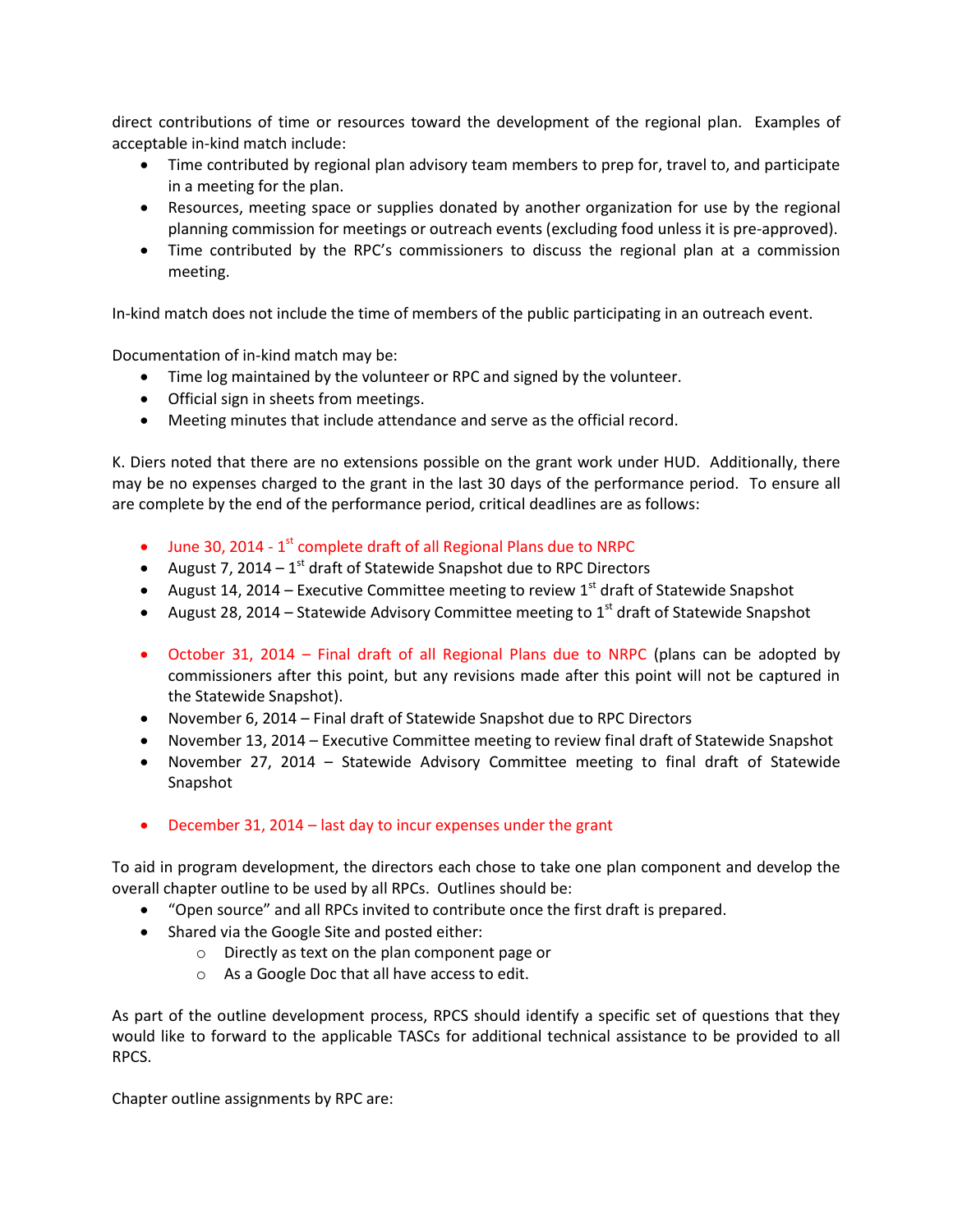direct contributions of time or resources toward the development of the regional plan. Examples of acceptable in-kind match include:

- Time contributed by regional plan advisory team members to prep for, travel to, and participate in a meeting for the plan.
- Resources, meeting space or supplies donated by another organization for use by the regional planning commission for meetings or outreach events (excluding food unless it is pre-approved).
- Time contributed by the RPC's commissioners to discuss the regional plan at a commission meeting.

In-kind match does not include the time of members of the public participating in an outreach event.

Documentation of in-kind match may be:

- Time log maintained by the volunteer or RPC and signed by the volunteer.
- Official sign in sheets from meetings.
- Meeting minutes that include attendance and serve as the official record.

K. Diers noted that there are no extensions possible on the grant work under HUD. Additionally, there may be no expenses charged to the grant in the last 30 days of the performance period. To ensure all are complete by the end of the performance period, critical deadlines are as follows:

- June 30, 2014 - 1st complete draft of all Regional Plans due to NRPC
- August 7, 2014 – 1st draft of Statewide Snapshot due to RPC Directors
- August 14, 2014 – Executive Committee meeting to review 1st draft of Statewide Snapshot
- August 28, 2014 – Statewide Advisory Committee meeting to 1st draft of Statewide Snapshot

- October 31, 2014 – Final draft of all Regional Plans due to NRPC (plans can be adopted by commissioners after this point, but any revisions made after this point will not be captured in the Statewide Snapshot).
- November 6, 2014 – Final draft of Statewide Snapshot due to RPC Directors
- November 13, 2014 – Executive Committee meeting to review final draft of Statewide Snapshot
- November 27, 2014 – Statewide Advisory Committee meeting to final draft of Statewide Snapshot

- December 31, 2014 – last day to incur expenses under the grant

To aid in program development, the directors each chose to take one plan component and develop the overall chapter outline to be used by all RPCs. Outlines should be:

- "Open source" and all RPCs invited to contribute once the first draft is prepared.
- Shared via the Google Site and posted either:
  - Directly as text on the plan component page or
  - As a Google Doc that all have access to edit.

As part of the outline development process, RPCS should identify a specific set of questions that they would like to forward to the applicable TASCs for additional technical assistance to be provided to all RPCS.

Chapter outline assignments by RPC are: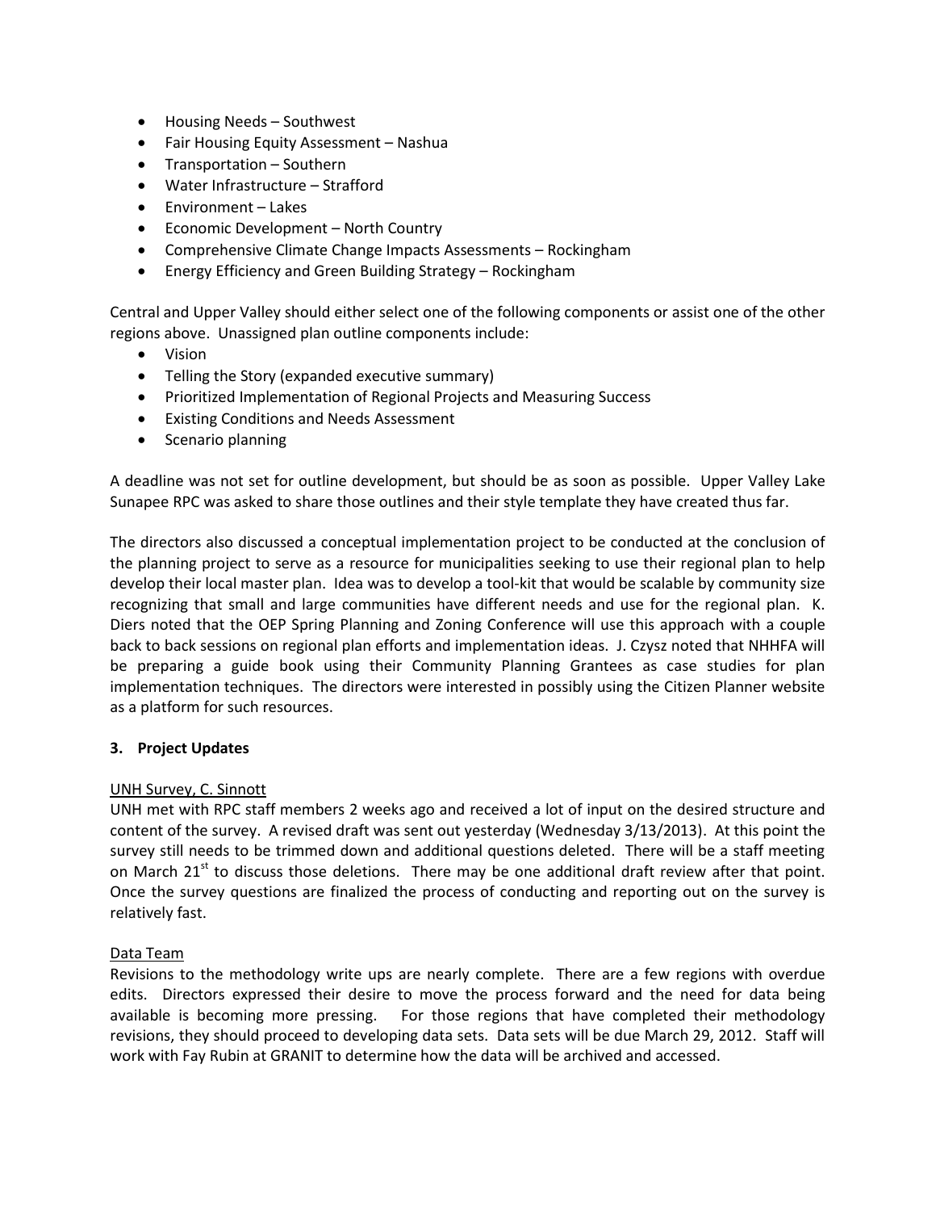- Housing Needs – Southwest
- Fair Housing Equity Assessment – Nashua
- Transportation – Southern
- Water Infrastructure – Strafford
- Environment – Lakes
- Economic Development – North Country
- Comprehensive Climate Change Impacts Assessments – Rockingham
- Energy Efficiency and Green Building Strategy – Rockingham

Central and Upper Valley should either select one of the following components or assist one of the other regions above. Unassigned plan outline components include:

- Vision
- Telling the Story (expanded executive summary)
- Prioritized Implementation of Regional Projects and Measuring Success
- Existing Conditions and Needs Assessment
- Scenario planning

A deadline was not set for outline development, but should be as soon as possible. Upper Valley Lake Sunapee RPC was asked to share those outlines and their style template they have created thus far.

The directors also discussed a conceptual implementation project to be conducted at the conclusion of the planning project to serve as a resource for municipalities seeking to use their regional plan to help develop their local master plan. Idea was to develop a tool-kit that would be scalable by community size recognizing that small and large communities have different needs and use for the regional plan. K. Diers noted that the OEP Spring Planning and Zoning Conference will use this approach with a couple back to back sessions on regional plan efforts and implementation ideas. J. Czysz noted that NHHFA will be preparing a guide book using their Community Planning Grantees as case studies for plan implementation techniques. The directors were interested in possibly using the Citizen Planner website as a platform for such resources.

**3. Project Updates**

UNH Survey, C. Sinnott

UNH met with RPC staff members 2 weeks ago and received a lot of input on the desired structure and content of the survey. A revised draft was sent out yesterday (Wednesday 3/13/2013). At this point the survey still needs to be trimmed down and additional questions deleted. There will be a staff meeting on March 21st to discuss those deletions. There may be one additional draft review after that point. Once the survey questions are finalized the process of conducting and reporting out on the survey is relatively fast.

Data Team

Revisions to the methodology write ups are nearly complete. There are a few regions with overdue edits. Directors expressed their desire to move the process forward and the need for data being available is becoming more pressing. For those regions that have completed their methodology revisions, they should proceed to developing data sets. Data sets will be due March 29, 2012. Staff will work with Fay Rubin at GRANIT to determine how the data will be archived and accessed.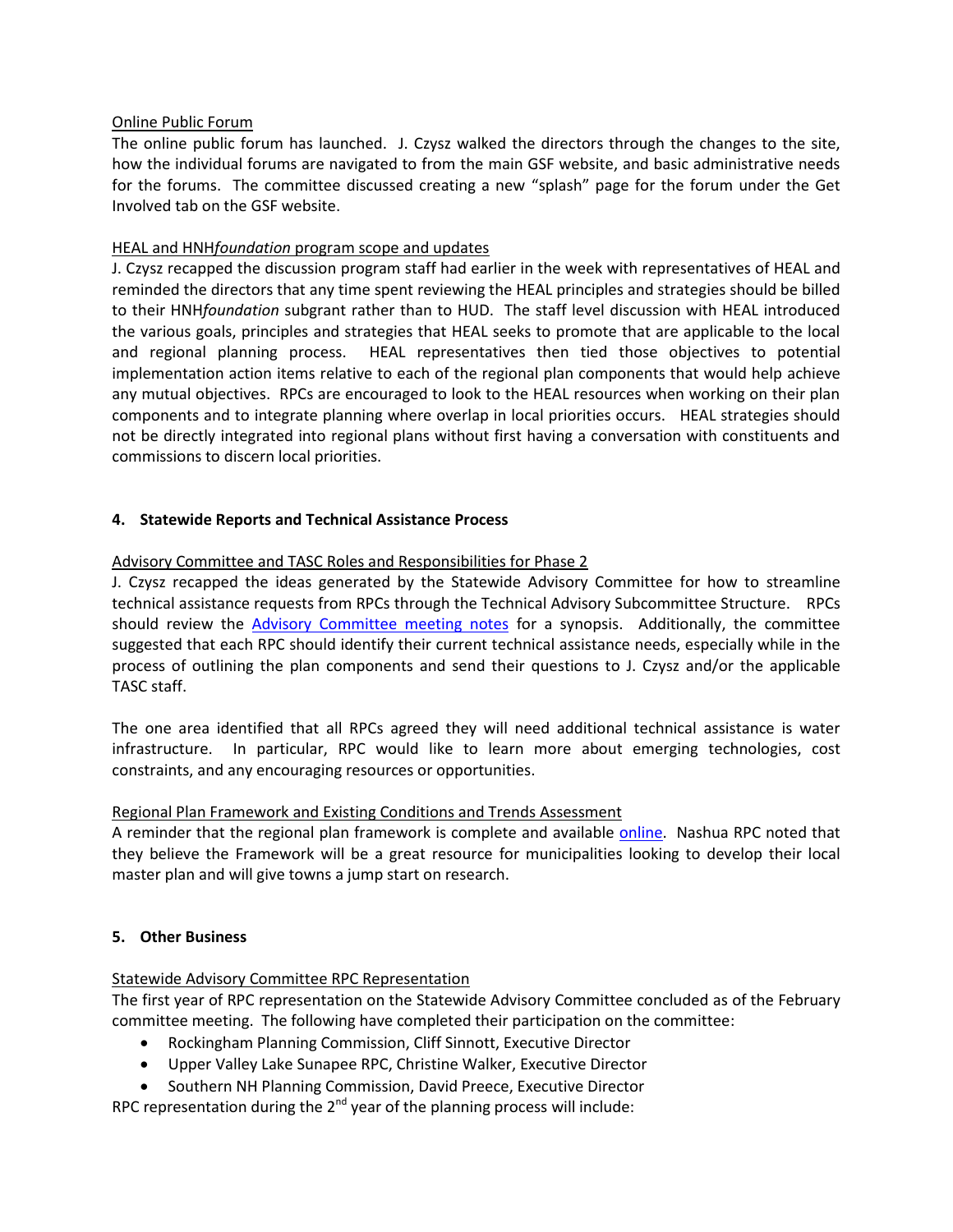Online Public Forum

The online public forum has launched. J. Czysz walked the directors through the changes to the site, how the individual forums are navigated to from the main GSF website, and basic administrative needs for the forums. The committee discussed creating a new "splash" page for the forum under the Get Involved tab on the GSF website.

HEAL and HNH*foundation* program scope and updates

J. Czysz recapped the discussion program staff had earlier in the week with representatives of HEAL and reminded the directors that any time spent reviewing the HEAL principles and strategies should be billed to their HNH*foundation* subgrant rather than to HUD. The staff level discussion with HEAL introduced the various goals, principles and strategies that HEAL seeks to promote that are applicable to the local and regional planning process. HEAL representatives then tied those objectives to potential implementation action items relative to each of the regional plan components that would help achieve any mutual objectives. RPCs are encouraged to look to the HEAL resources when working on their plan components and to integrate planning where overlap in local priorities occurs. HEAL strategies should not be directly integrated into regional plans without first having a conversation with constituents and commissions to discern local priorities.

## 4. Statewide Reports and Technical Assistance Process

Advisory Committee and TASC Roles and Responsibilities for Phase 2

J. Czysz recapped the ideas generated by the Statewide Advisory Committee for how to streamline technical assistance requests from RPCs through the Technical Advisory Subcommittee Structure. RPCs should review the Advisory Committee meeting notes for a synopsis. Additionally, the committee suggested that each RPC should identify their current technical assistance needs, especially while in the process of outlining the plan components and send their questions to J. Czysz and/or the applicable TASC staff.

The one area identified that all RPCs agreed they will need additional technical assistance is water infrastructure. In particular, RPC would like to learn more about emerging technologies, cost constraints, and any encouraging resources or opportunities.

Regional Plan Framework and Existing Conditions and Trends Assessment

A reminder that the regional plan framework is complete and available online. Nashua RPC noted that they believe the Framework will be a great resource for municipalities looking to develop their local master plan and will give towns a jump start on research.

## 5. Other Business

Statewide Advisory Committee RPC Representation

The first year of RPC representation on the Statewide Advisory Committee concluded as of the February committee meeting. The following have completed their participation on the committee:

- Rockingham Planning Commission, Cliff Sinnott, Executive Director
- Upper Valley Lake Sunapee RPC, Christine Walker, Executive Director
- Southern NH Planning Commission, David Preece, Executive Director

RPC representation during the 2nd year of the planning process will include: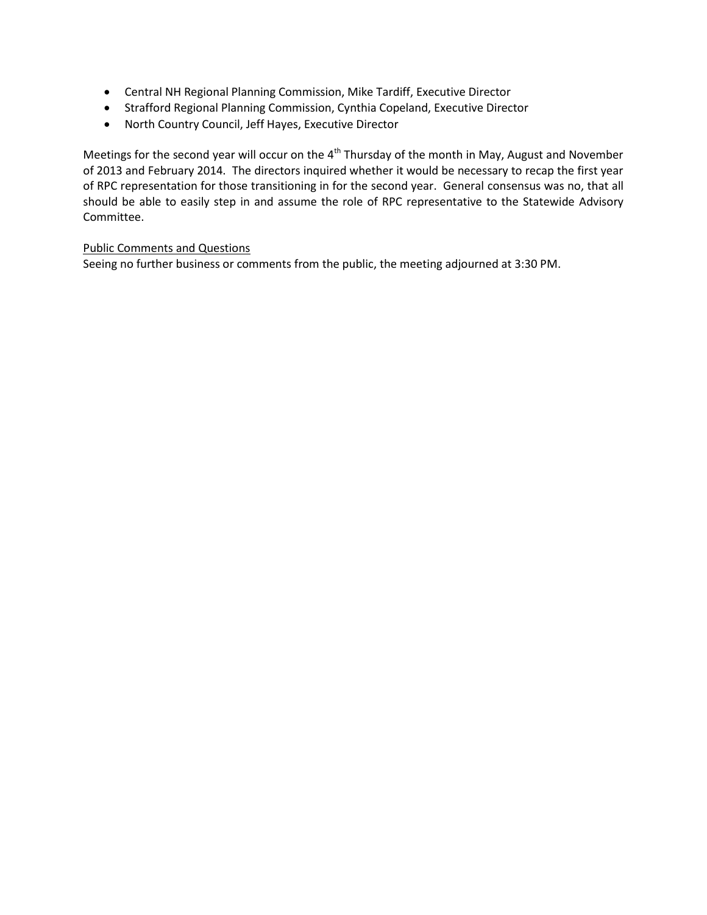- Central NH Regional Planning Commission, Mike Tardiff, Executive Director
- Strafford Regional Planning Commission, Cynthia Copeland, Executive Director
- North Country Council, Jeff Hayes, Executive Director

Meetings for the second year will occur on the 4th Thursday of the month in May, August and November of 2013 and February 2014. The directors inquired whether it would be necessary to recap the first year of RPC representation for those transitioning in for the second year. General consensus was no, that all should be able to easily step in and assume the role of RPC representative to the Statewide Advisory Committee.

Public Comments and Questions

Seeing no further business or comments from the public, the meeting adjourned at 3:30 PM.